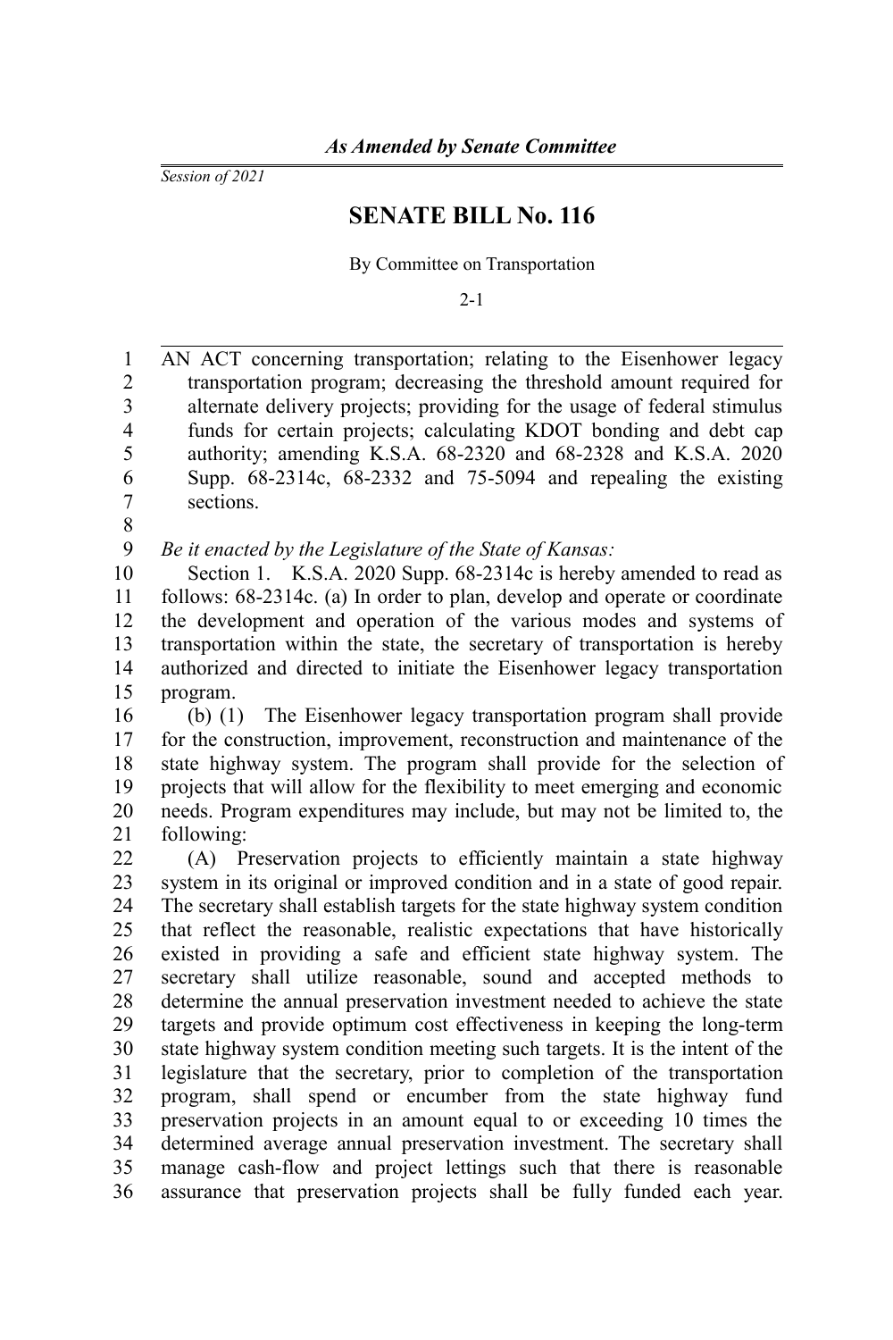*As Amended by Senate Committee*

*Session of 2021*

# SENATE BILL No. 116

By Committee on Transportation

2-1

AN ACT concerning transportation; relating to the Eisenhower legacy transportation program; decreasing the threshold amount required for alternate delivery projects; providing for the usage of federal stimulus funds for certain projects; calculating KDOT bonding and debt cap authority; amending K.S.A. 68-2320 and 68-2328 and K.S.A. 2020 Supp. 68-2314c, 68-2332 and 75-5094 and repealing the existing sections.

*Be it enacted by the Legislature of the State of Kansas:*

Section 1. K.S.A. 2020 Supp. 68-2314c is hereby amended to read as follows: 68-2314c. (a) In order to plan, develop and operate or coordinate the development and operation of the various modes and systems of transportation within the state, the secretary of transportation is hereby authorized and directed to initiate the Eisenhower legacy transportation program.

(b) (1) The Eisenhower legacy transportation program shall provide for the construction, improvement, reconstruction and maintenance of the state highway system. The program shall provide for the selection of projects that will allow for the flexibility to meet emerging and economic needs. Program expenditures may include, but may not be limited to, the following:

(A) Preservation projects to efficiently maintain a state highway system in its original or improved condition and in a state of good repair. The secretary shall establish targets for the state highway system condition that reflect the reasonable, realistic expectations that have historically existed in providing a safe and efficient state highway system. The secretary shall utilize reasonable, sound and accepted methods to determine the annual preservation investment needed to achieve the state targets and provide optimum cost effectiveness in keeping the long-term state highway system condition meeting such targets. It is the intent of the legislature that the secretary, prior to completion of the transportation program, shall spend or encumber from the state highway fund preservation projects in an amount equal to or exceeding 10 times the determined average annual preservation investment. The secretary shall manage cash-flow and project lettings such that there is reasonable assurance that preservation projects shall be fully funded each year.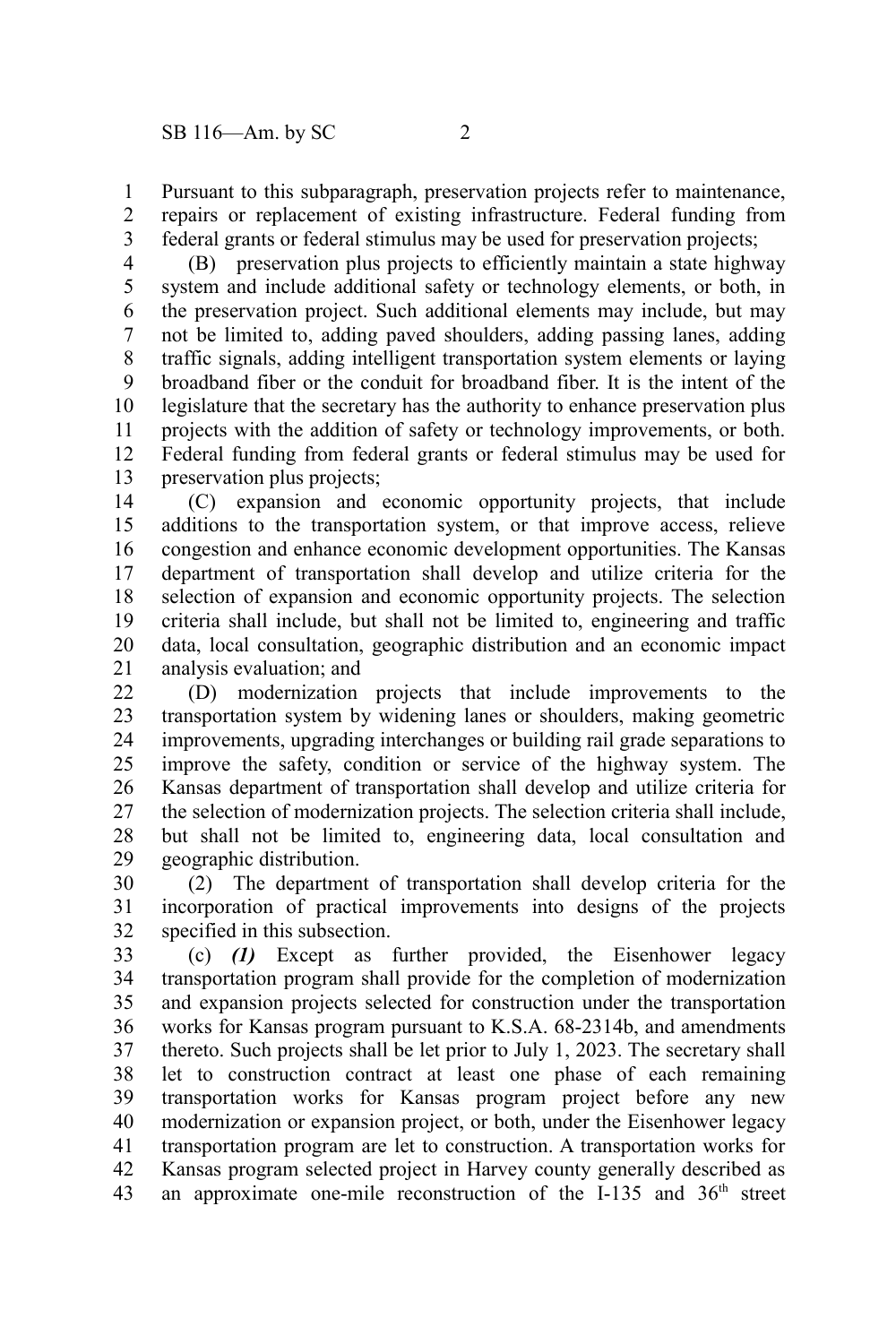Pursuant to this subparagraph, preservation projects refer to maintenance, repairs or replacement of existing infrastructure. Federal funding from federal grants or federal stimulus may be used for preservation projects;

(B) preservation plus projects to efficiently maintain a state highway system and include additional safety or technology elements, or both, in the preservation project. Such additional elements may include, but may not be limited to, adding paved shoulders, adding passing lanes, adding traffic signals, adding intelligent transportation system elements or laying broadband fiber or the conduit for broadband fiber. It is the intent of the legislature that the secretary has the authority to enhance preservation plus projects with the addition of safety or technology improvements, or both. Federal funding from federal grants or federal stimulus may be used for preservation plus projects;

(C) expansion and economic opportunity projects, that include additions to the transportation system, or that improve access, relieve congestion and enhance economic development opportunities. The Kansas department of transportation shall develop and utilize criteria for the selection of expansion and economic opportunity projects. The selection criteria shall include, but shall not be limited to, engineering and traffic data, local consultation, geographic distribution and an economic impact analysis evaluation; and

(D) modernization projects that include improvements to the transportation system by widening lanes or shoulders, making geometric improvements, upgrading interchanges or building rail grade separations to improve the safety, condition or service of the highway system. The Kansas department of transportation shall develop and utilize criteria for the selection of modernization projects. The selection criteria shall include, but shall not be limited to, engineering data, local consultation and geographic distribution.

(2) The department of transportation shall develop criteria for the incorporation of practical improvements into designs of the projects specified in this subsection.

(c) ***(1)*** Except as further provided, the Eisenhower legacy transportation program shall provide for the completion of modernization and expansion projects selected for construction under the transportation works for Kansas program pursuant to K.S.A. 68-2314b, and amendments thereto. Such projects shall be let prior to July 1, 2023. The secretary shall let to construction contract at least one phase of each remaining transportation works for Kansas program project before any new modernization or expansion project, or both, under the Eisenhower legacy transportation program are let to construction. A transportation works for Kansas program selected project in Harvey county generally described as an approximate one-mile reconstruction of the I-135 and 36th street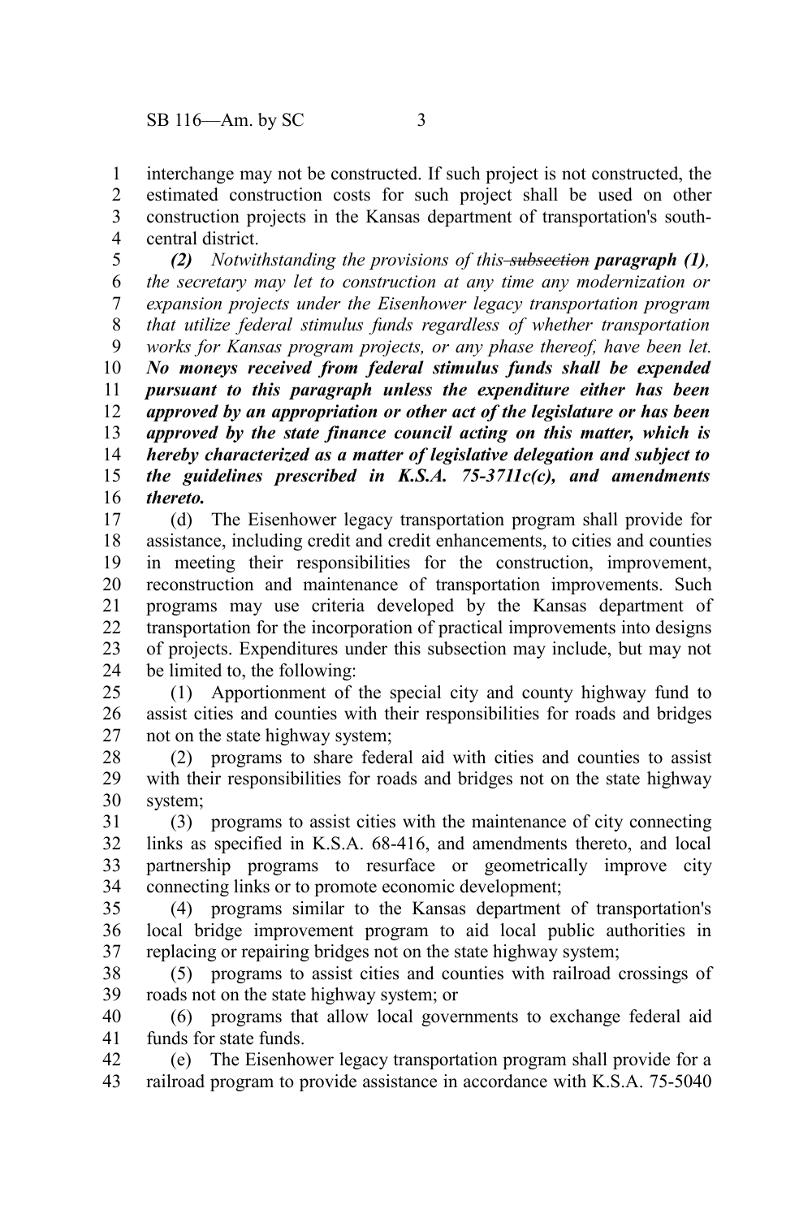interchange may not be constructed. If such project is not constructed, the estimated construction costs for such project shall be used on other construction projects in the Kansas department of transportation's south-central district.

*(2) Notwithstanding the provisions of this ~~subsection~~* ***paragraph (1)****, the secretary may let to construction at any time any modernization or expansion projects under the Eisenhower legacy transportation program that utilize federal stimulus funds regardless of whether transportation works for Kansas program projects, or any phase thereof, have been let.* ***No moneys received from federal stimulus funds shall be expended pursuant to this paragraph unless the expenditure either has been approved by an appropriation or other act of the legislature or has been approved by the state finance council acting on this matter, which is hereby characterized as a matter of legislative delegation and subject to the guidelines prescribed in K.S.A. 75-3711c(c), and amendments thereto.***

(d) The Eisenhower legacy transportation program shall provide for assistance, including credit and credit enhancements, to cities and counties in meeting their responsibilities for the construction, improvement, reconstruction and maintenance of transportation improvements. Such programs may use criteria developed by the Kansas department of transportation for the incorporation of practical improvements into designs of projects. Expenditures under this subsection may include, but may not be limited to, the following:

(1) Apportionment of the special city and county highway fund to assist cities and counties with their responsibilities for roads and bridges not on the state highway system;

(2) programs to share federal aid with cities and counties to assist with their responsibilities for roads and bridges not on the state highway system;

(3) programs to assist cities with the maintenance of city connecting links as specified in K.S.A. 68-416, and amendments thereto, and local partnership programs to resurface or geometrically improve city connecting links or to promote economic development;

(4) programs similar to the Kansas department of transportation's local bridge improvement program to aid local public authorities in replacing or repairing bridges not on the state highway system;

(5) programs to assist cities and counties with railroad crossings of roads not on the state highway system; or

(6) programs that allow local governments to exchange federal aid funds for state funds.

(e) The Eisenhower legacy transportation program shall provide for a railroad program to provide assistance in accordance with K.S.A. 75-5040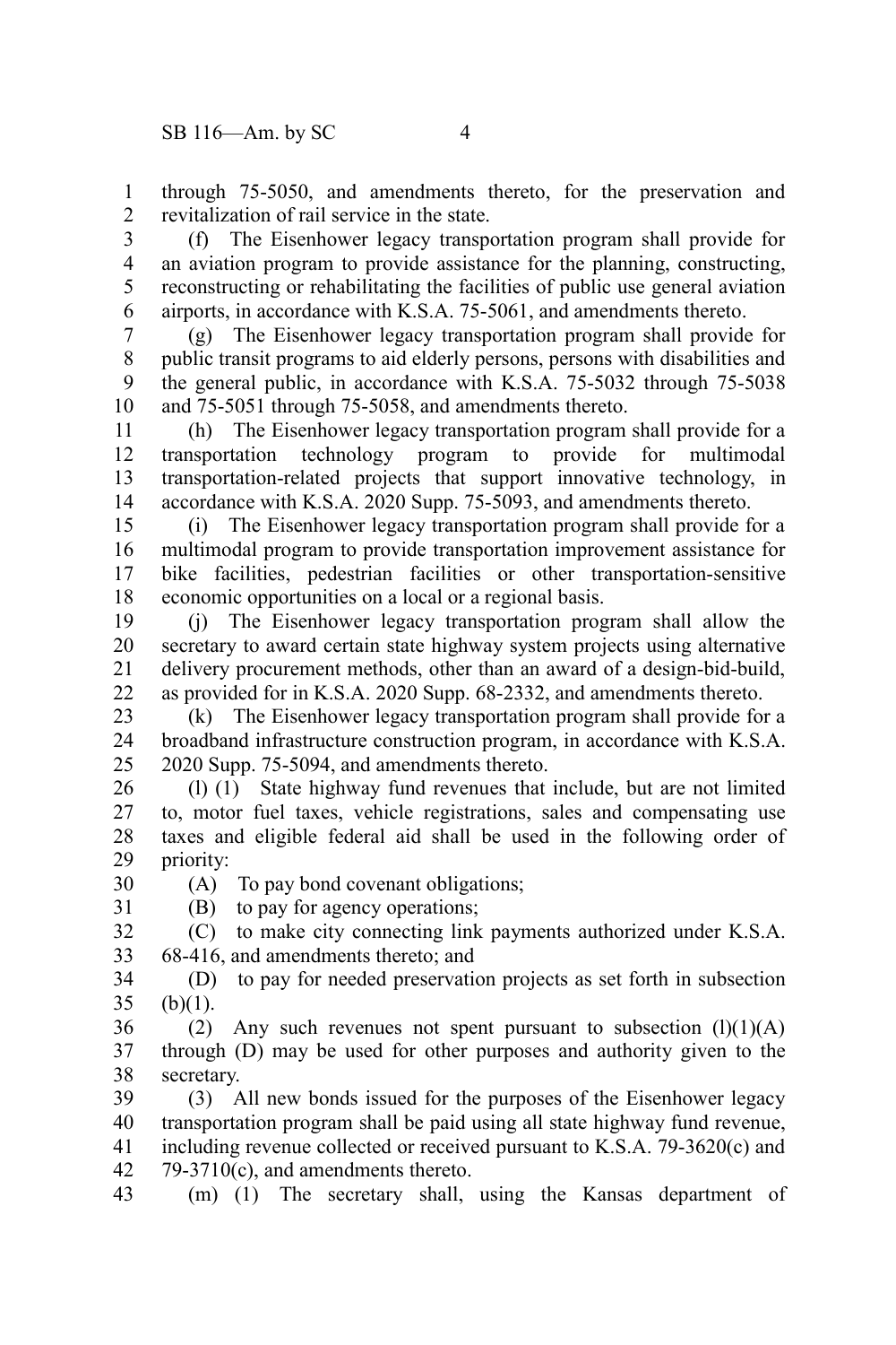through 75-5050, and amendments thereto, for the preservation and revitalization of rail service in the state.

(f) The Eisenhower legacy transportation program shall provide for an aviation program to provide assistance for the planning, constructing, reconstructing or rehabilitating the facilities of public use general aviation airports, in accordance with K.S.A. 75-5061, and amendments thereto.

(g) The Eisenhower legacy transportation program shall provide for public transit programs to aid elderly persons, persons with disabilities and the general public, in accordance with K.S.A. 75-5032 through 75-5038 and 75-5051 through 75-5058, and amendments thereto.

(h) The Eisenhower legacy transportation program shall provide for a transportation technology program to provide for multimodal transportation-related projects that support innovative technology, in accordance with K.S.A. 2020 Supp. 75-5093, and amendments thereto.

(i) The Eisenhower legacy transportation program shall provide for a multimodal program to provide transportation improvement assistance for bike facilities, pedestrian facilities or other transportation-sensitive economic opportunities on a local or a regional basis.

(j) The Eisenhower legacy transportation program shall allow the secretary to award certain state highway system projects using alternative delivery procurement methods, other than an award of a design-bid-build, as provided for in K.S.A. 2020 Supp. 68-2332, and amendments thereto.

(k) The Eisenhower legacy transportation program shall provide for a broadband infrastructure construction program, in accordance with K.S.A. 2020 Supp. 75-5094, and amendments thereto.

(l) (1) State highway fund revenues that include, but are not limited to, motor fuel taxes, vehicle registrations, sales and compensating use taxes and eligible federal aid shall be used in the following order of priority:

(A) To pay bond covenant obligations;

(B) to pay for agency operations;

(C) to make city connecting link payments authorized under K.S.A. 68-416, and amendments thereto; and

(D) to pay for needed preservation projects as set forth in subsection (b)(1).

(2) Any such revenues not spent pursuant to subsection (l)(1)(A) through (D) may be used for other purposes and authority given to the secretary.

(3) All new bonds issued for the purposes of the Eisenhower legacy transportation program shall be paid using all state highway fund revenue, including revenue collected or received pursuant to K.S.A. 79-3620(c) and 79-3710(c), and amendments thereto.

(m) (1) The secretary shall, using the Kansas department of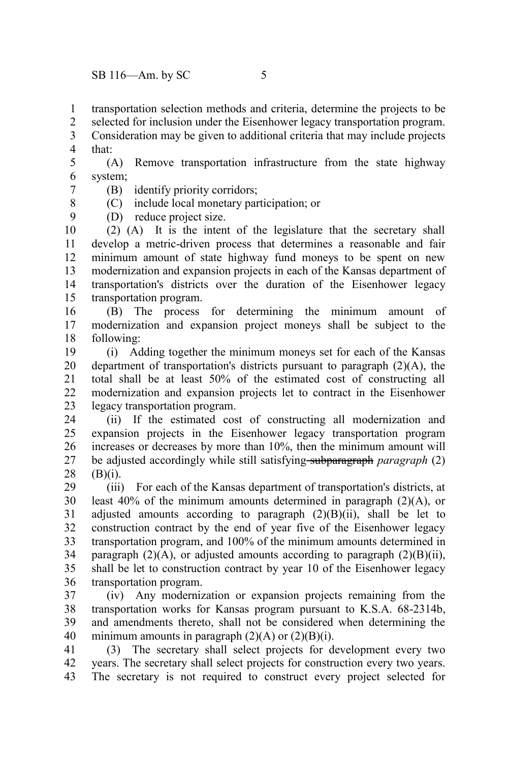transportation selection methods and criteria, determine the projects to be selected for inclusion under the Eisenhower legacy transportation program. Consideration may be given to additional criteria that may include projects that:

(A) Remove transportation infrastructure from the state highway system;

(B) identify priority corridors;

(C) include local monetary participation; or

(D) reduce project size.

(2) (A) It is the intent of the legislature that the secretary shall develop a metric-driven process that determines a reasonable and fair minimum amount of state highway fund moneys to be spent on new modernization and expansion projects in each of the Kansas department of transportation's districts over the duration of the Eisenhower legacy transportation program.

(B) The process for determining the minimum amount of modernization and expansion project moneys shall be subject to the following:

(i) Adding together the minimum moneys set for each of the Kansas department of transportation's districts pursuant to paragraph (2)(A), the total shall be at least 50% of the estimated cost of constructing all modernization and expansion projects let to contract in the Eisenhower legacy transportation program.

(ii) If the estimated cost of constructing all modernization and expansion projects in the Eisenhower legacy transportation program increases or decreases by more than 10%, then the minimum amount will be adjusted accordingly while still satisfying ~~subparagraph~~ *paragraph* (2)(B)(i).

(iii) For each of the Kansas department of transportation's districts, at least 40% of the minimum amounts determined in paragraph (2)(A), or adjusted amounts according to paragraph (2)(B)(ii), shall be let to construction contract by the end of year five of the Eisenhower legacy transportation program, and 100% of the minimum amounts determined in paragraph (2)(A), or adjusted amounts according to paragraph (2)(B)(ii), shall be let to construction contract by year 10 of the Eisenhower legacy transportation program.

(iv) Any modernization or expansion projects remaining from the transportation works for Kansas program pursuant to K.S.A. 68-2314b, and amendments thereto, shall not be considered when determining the minimum amounts in paragraph (2)(A) or (2)(B)(i).

(3) The secretary shall select projects for development every two years. The secretary shall select projects for construction every two years. The secretary is not required to construct every project selected for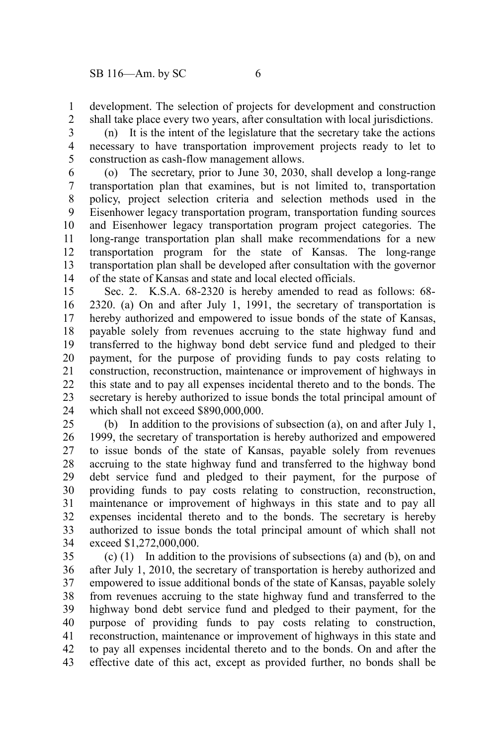development. The selection of projects for development and construction shall take place every two years, after consultation with local jurisdictions.

(n) It is the intent of the legislature that the secretary take the actions necessary to have transportation improvement projects ready to let to construction as cash-flow management allows.

(o) The secretary, prior to June 30, 2030, shall develop a long-range transportation plan that examines, but is not limited to, transportation policy, project selection criteria and selection methods used in the Eisenhower legacy transportation program, transportation funding sources and Eisenhower legacy transportation program project categories. The long-range transportation plan shall make recommendations for a new transportation program for the state of Kansas. The long-range transportation plan shall be developed after consultation with the governor of the state of Kansas and state and local elected officials.

Sec. 2. K.S.A. 68-2320 is hereby amended to read as follows: 68-2320. (a) On and after July 1, 1991, the secretary of transportation is hereby authorized and empowered to issue bonds of the state of Kansas, payable solely from revenues accruing to the state highway fund and transferred to the highway bond debt service fund and pledged to their payment, for the purpose of providing funds to pay costs relating to construction, reconstruction, maintenance or improvement of highways in this state and to pay all expenses incidental thereto and to the bonds. The secretary is hereby authorized to issue bonds the total principal amount of which shall not exceed $890,000,000.

(b) In addition to the provisions of subsection (a), on and after July 1, 1999, the secretary of transportation is hereby authorized and empowered to issue bonds of the state of Kansas, payable solely from revenues accruing to the state highway fund and transferred to the highway bond debt service fund and pledged to their payment, for the purpose of providing funds to pay costs relating to construction, reconstruction, maintenance or improvement of highways in this state and to pay all expenses incidental thereto and to the bonds. The secretary is hereby authorized to issue bonds the total principal amount of which shall not exceed $1,272,000,000.

(c) (1) In addition to the provisions of subsections (a) and (b), on and after July 1, 2010, the secretary of transportation is hereby authorized and empowered to issue additional bonds of the state of Kansas, payable solely from revenues accruing to the state highway fund and transferred to the highway bond debt service fund and pledged to their payment, for the purpose of providing funds to pay costs relating to construction, reconstruction, maintenance or improvement of highways in this state and to pay all expenses incidental thereto and to the bonds. On and after the effective date of this act, except as provided further, no bonds shall be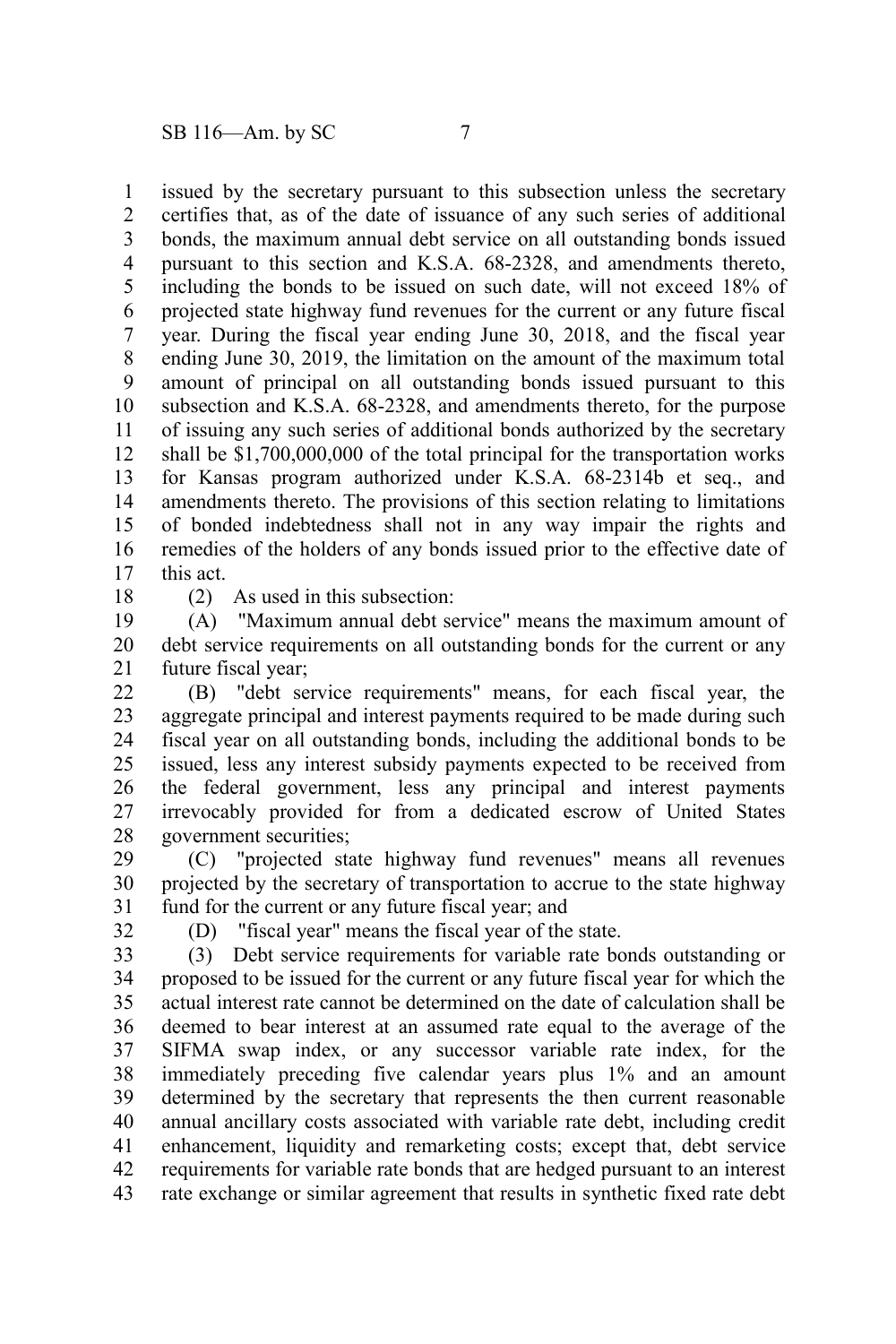issued by the secretary pursuant to this subsection unless the secretary certifies that, as of the date of issuance of any such series of additional bonds, the maximum annual debt service on all outstanding bonds issued pursuant to this section and K.S.A. 68-2328, and amendments thereto, including the bonds to be issued on such date, will not exceed 18% of projected state highway fund revenues for the current or any future fiscal year. During the fiscal year ending June 30, 2018, and the fiscal year ending June 30, 2019, the limitation on the amount of the maximum total amount of principal on all outstanding bonds issued pursuant to this subsection and K.S.A. 68-2328, and amendments thereto, for the purpose of issuing any such series of additional bonds authorized by the secretary shall be $1,700,000,000 of the total principal for the transportation works for Kansas program authorized under K.S.A. 68-2314b et seq., and amendments thereto. The provisions of this section relating to limitations of bonded indebtedness shall not in any way impair the rights and remedies of the holders of any bonds issued prior to the effective date of this act.

(2) As used in this subsection:

(A) "Maximum annual debt service" means the maximum amount of debt service requirements on all outstanding bonds for the current or any future fiscal year;

(B) "debt service requirements" means, for each fiscal year, the aggregate principal and interest payments required to be made during such fiscal year on all outstanding bonds, including the additional bonds to be issued, less any interest subsidy payments expected to be received from the federal government, less any principal and interest payments irrevocably provided for from a dedicated escrow of United States government securities;

(C) "projected state highway fund revenues" means all revenues projected by the secretary of transportation to accrue to the state highway fund for the current or any future fiscal year; and

(D) "fiscal year" means the fiscal year of the state.

(3) Debt service requirements for variable rate bonds outstanding or proposed to be issued for the current or any future fiscal year for which the actual interest rate cannot be determined on the date of calculation shall be deemed to bear interest at an assumed rate equal to the average of the SIFMA swap index, or any successor variable rate index, for the immediately preceding five calendar years plus 1% and an amount determined by the secretary that represents the then current reasonable annual ancillary costs associated with variable rate debt, including credit enhancement, liquidity and remarketing costs; except that, debt service requirements for variable rate bonds that are hedged pursuant to an interest rate exchange or similar agreement that results in synthetic fixed rate debt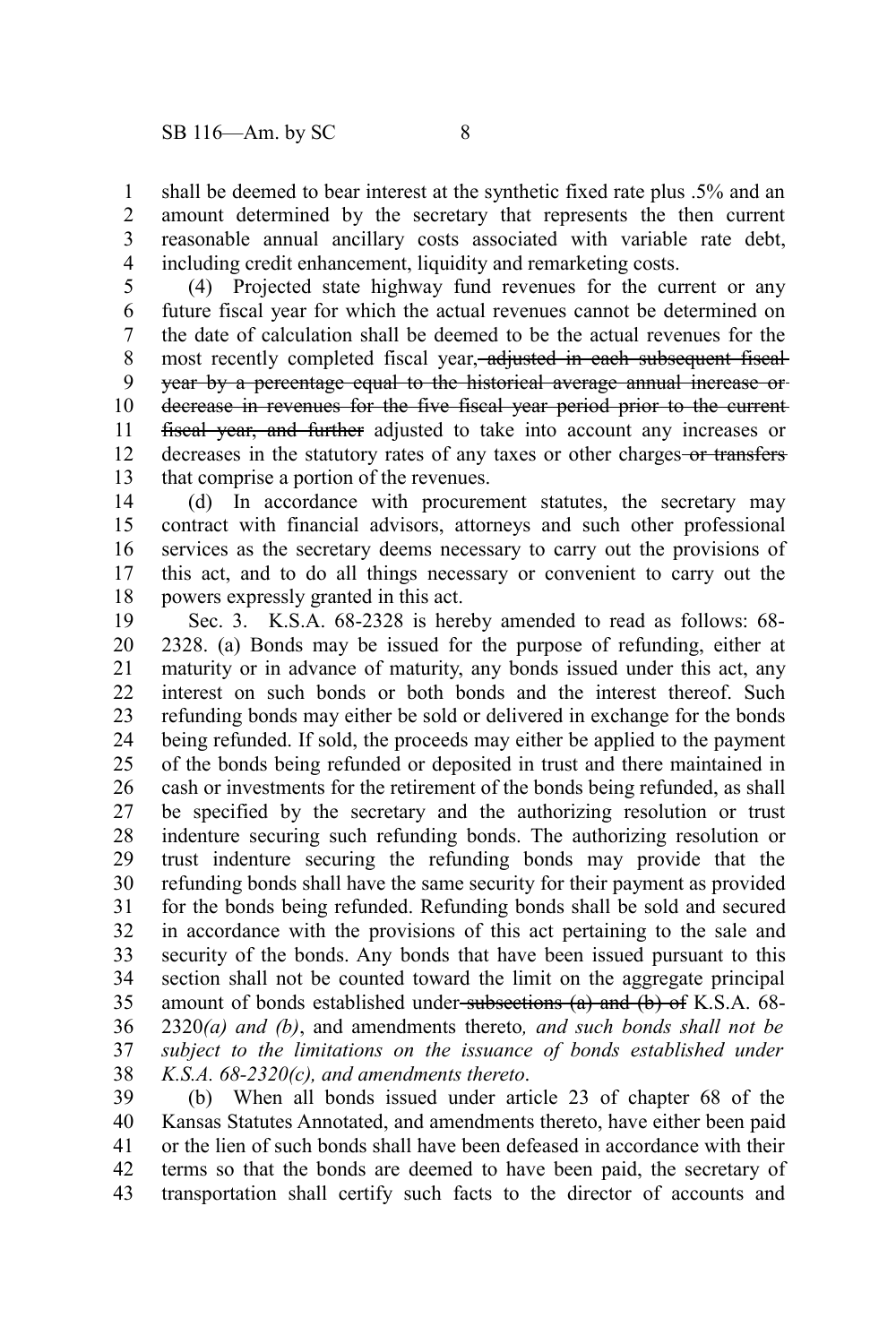shall be deemed to bear interest at the synthetic fixed rate plus .5% and an amount determined by the secretary that represents the then current reasonable annual ancillary costs associated with variable rate debt, including credit enhancement, liquidity and remarketing costs.

(4) Projected state highway fund revenues for the current or any future fiscal year for which the actual revenues cannot be determined on the date of calculation shall be deemed to be the actual revenues for the most recently completed fiscal year~~, adjusted in each subsequent fiscal year by a percentage equal to the historical average annual increase or decrease in revenues for the five fiscal year period prior to the current fiscal year, and further~~ adjusted to take into account any increases or decreases in the statutory rates of any taxes or other charges ~~or transfers~~ that comprise a portion of the revenues.

(d) In accordance with procurement statutes, the secretary may contract with financial advisors, attorneys and such other professional services as the secretary deems necessary to carry out the provisions of this act, and to do all things necessary or convenient to carry out the powers expressly granted in this act.

Sec. 3. K.S.A. 68-2328 is hereby amended to read as follows: 68-2328. (a) Bonds may be issued for the purpose of refunding, either at maturity or in advance of maturity, any bonds issued under this act, any interest on such bonds or both bonds and the interest thereof. Such refunding bonds may either be sold or delivered in exchange for the bonds being refunded. If sold, the proceeds may either be applied to the payment of the bonds being refunded or deposited in trust and there maintained in cash or investments for the retirement of the bonds being refunded, as shall be specified by the secretary and the authorizing resolution or trust indenture securing such refunding bonds. The authorizing resolution or trust indenture securing the refunding bonds may provide that the refunding bonds shall have the same security for their payment as provided for the bonds being refunded. Refunding bonds shall be sold and secured in accordance with the provisions of this act pertaining to the sale and security of the bonds. Any bonds that have been issued pursuant to this section shall not be counted toward the limit on the aggregate principal amount of bonds established under ~~subsections (a) and (b) of~~ K.S.A. 68-2320*(a) and (b)*, and amendments thereto*, and such bonds shall not be subject to the limitations on the issuance of bonds established under K.S.A. 68-2320(c), and amendments thereto*.

(b) When all bonds issued under article 23 of chapter 68 of the Kansas Statutes Annotated, and amendments thereto, have either been paid or the lien of such bonds shall have been defeased in accordance with their terms so that the bonds are deemed to have been paid, the secretary of transportation shall certify such facts to the director of accounts and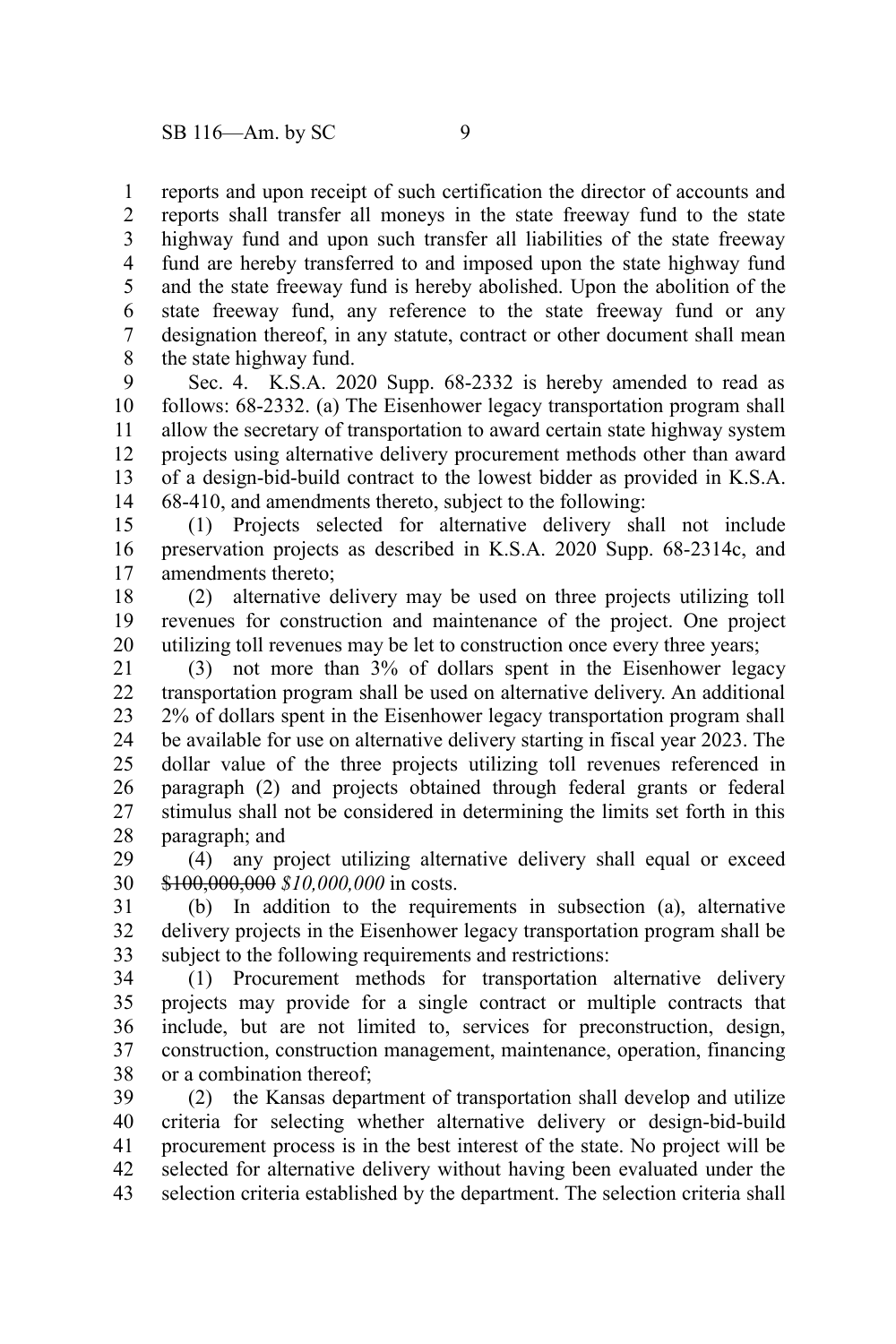reports and upon receipt of such certification the director of accounts and reports shall transfer all moneys in the state freeway fund to the state highway fund and upon such transfer all liabilities of the state freeway fund are hereby transferred to and imposed upon the state highway fund and the state freeway fund is hereby abolished. Upon the abolition of the state freeway fund, any reference to the state freeway fund or any designation thereof, in any statute, contract or other document shall mean the state highway fund.

Sec. 4. K.S.A. 2020 Supp. 68-2332 is hereby amended to read as follows: 68-2332. (a) The Eisenhower legacy transportation program shall allow the secretary of transportation to award certain state highway system projects using alternative delivery procurement methods other than award of a design-bid-build contract to the lowest bidder as provided in K.S.A. 68-410, and amendments thereto, subject to the following:

(1) Projects selected for alternative delivery shall not include preservation projects as described in K.S.A. 2020 Supp. 68-2314c, and amendments thereto;

(2) alternative delivery may be used on three projects utilizing toll revenues for construction and maintenance of the project. One project utilizing toll revenues may be let to construction once every three years;

(3) not more than 3% of dollars spent in the Eisenhower legacy transportation program shall be used on alternative delivery. An additional 2% of dollars spent in the Eisenhower legacy transportation program shall be available for use on alternative delivery starting in fiscal year 2023. The dollar value of the three projects utilizing toll revenues referenced in paragraph (2) and projects obtained through federal grants or federal stimulus shall not be considered in determining the limits set forth in this paragraph; and

(4) any project utilizing alternative delivery shall equal or exceed ~~$100,000,000~~ *$10,000,000* in costs.

(b) In addition to the requirements in subsection (a), alternative delivery projects in the Eisenhower legacy transportation program shall be subject to the following requirements and restrictions:

(1) Procurement methods for transportation alternative delivery projects may provide for a single contract or multiple contracts that include, but are not limited to, services for preconstruction, design, construction, construction management, maintenance, operation, financing or a combination thereof;

(2) the Kansas department of transportation shall develop and utilize criteria for selecting whether alternative delivery or design-bid-build procurement process is in the best interest of the state. No project will be selected for alternative delivery without having been evaluated under the selection criteria established by the department. The selection criteria shall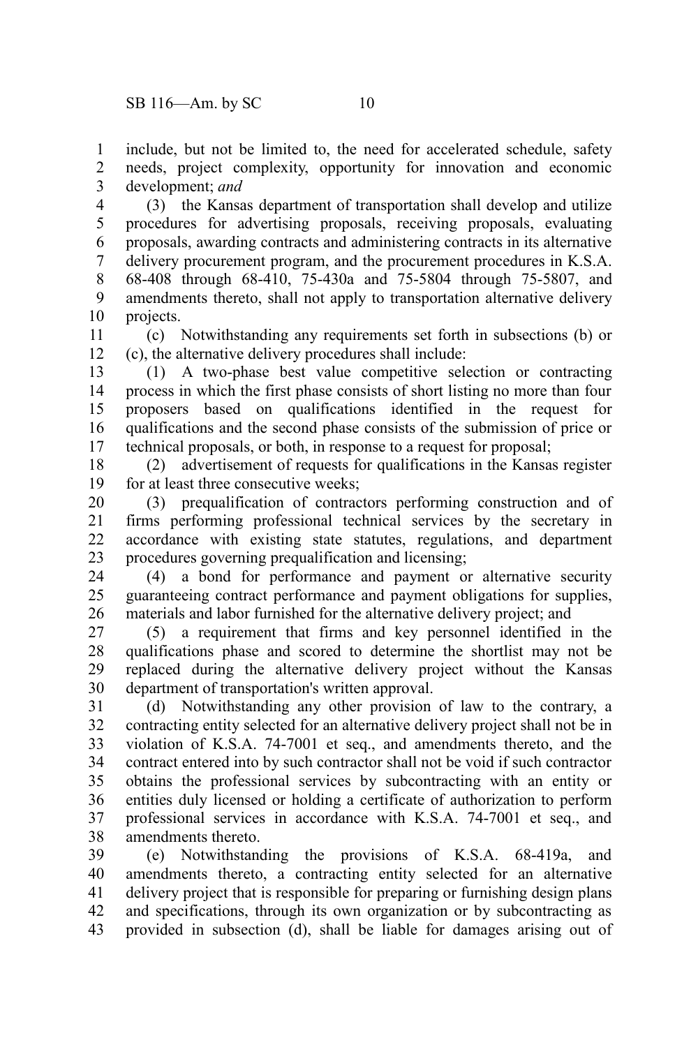include, but not be limited to, the need for accelerated schedule, safety needs, project complexity, opportunity for innovation and economic development; *and*

(3) the Kansas department of transportation shall develop and utilize procedures for advertising proposals, receiving proposals, evaluating proposals, awarding contracts and administering contracts in its alternative delivery procurement program, and the procurement procedures in K.S.A. 68-408 through 68-410, 75-430a and 75-5804 through 75-5807, and amendments thereto, shall not apply to transportation alternative delivery projects.

(c) Notwithstanding any requirements set forth in subsections (b) or (c), the alternative delivery procedures shall include:

(1) A two-phase best value competitive selection or contracting process in which the first phase consists of short listing no more than four proposers based on qualifications identified in the request for qualifications and the second phase consists of the submission of price or technical proposals, or both, in response to a request for proposal;

(2) advertisement of requests for qualifications in the Kansas register for at least three consecutive weeks;

(3) prequalification of contractors performing construction and of firms performing professional technical services by the secretary in accordance with existing state statutes, regulations, and department procedures governing prequalification and licensing;

(4) a bond for performance and payment or alternative security guaranteeing contract performance and payment obligations for supplies, materials and labor furnished for the alternative delivery project; and

(5) a requirement that firms and key personnel identified in the qualifications phase and scored to determine the shortlist may not be replaced during the alternative delivery project without the Kansas department of transportation's written approval.

(d) Notwithstanding any other provision of law to the contrary, a contracting entity selected for an alternative delivery project shall not be in violation of K.S.A. 74-7001 et seq., and amendments thereto, and the contract entered into by such contractor shall not be void if such contractor obtains the professional services by subcontracting with an entity or entities duly licensed or holding a certificate of authorization to perform professional services in accordance with K.S.A. 74-7001 et seq., and amendments thereto.

(e) Notwithstanding the provisions of K.S.A. 68-419a, and amendments thereto, a contracting entity selected for an alternative delivery project that is responsible for preparing or furnishing design plans and specifications, through its own organization or by subcontracting as provided in subsection (d), shall be liable for damages arising out of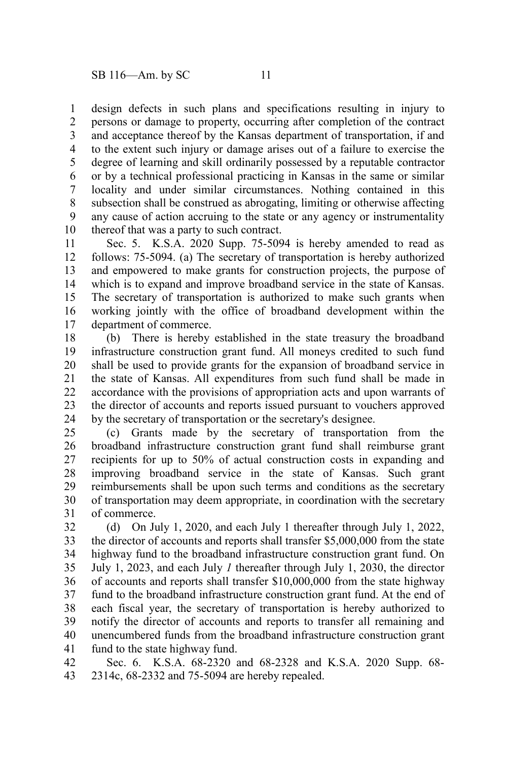design defects in such plans and specifications resulting in injury to persons or damage to property, occurring after completion of the contract and acceptance thereof by the Kansas department of transportation, if and to the extent such injury or damage arises out of a failure to exercise the degree of learning and skill ordinarily possessed by a reputable contractor or by a technical professional practicing in Kansas in the same or similar locality and under similar circumstances. Nothing contained in this subsection shall be construed as abrogating, limiting or otherwise affecting any cause of action accruing to the state or any agency or instrumentality thereof that was a party to such contract.

Sec. 5. K.S.A. 2020 Supp. 75-5094 is hereby amended to read as follows: 75-5094. (a) The secretary of transportation is hereby authorized and empowered to make grants for construction projects, the purpose of which is to expand and improve broadband service in the state of Kansas. The secretary of transportation is authorized to make such grants when working jointly with the office of broadband development within the department of commerce.

(b) There is hereby established in the state treasury the broadband infrastructure construction grant fund. All moneys credited to such fund shall be used to provide grants for the expansion of broadband service in the state of Kansas. All expenditures from such fund shall be made in accordance with the provisions of appropriation acts and upon warrants of the director of accounts and reports issued pursuant to vouchers approved by the secretary of transportation or the secretary's designee.

(c) Grants made by the secretary of transportation from the broadband infrastructure construction grant fund shall reimburse grant recipients for up to 50% of actual construction costs in expanding and improving broadband service in the state of Kansas. Such grant reimbursements shall be upon such terms and conditions as the secretary of transportation may deem appropriate, in coordination with the secretary of commerce.

(d) On July 1, 2020, and each July 1 thereafter through July 1, 2022, the director of accounts and reports shall transfer $5,000,000 from the state highway fund to the broadband infrastructure construction grant fund. On July 1, 2023, and each July *1* thereafter through July 1, 2030, the director of accounts and reports shall transfer $10,000,000 from the state highway fund to the broadband infrastructure construction grant fund. At the end of each fiscal year, the secretary of transportation is hereby authorized to notify the director of accounts and reports to transfer all remaining and unencumbered funds from the broadband infrastructure construction grant fund to the state highway fund.

Sec. 6. K.S.A. 68-2320 and 68-2328 and K.S.A. 2020 Supp. 68-2314c, 68-2332 and 75-5094 are hereby repealed.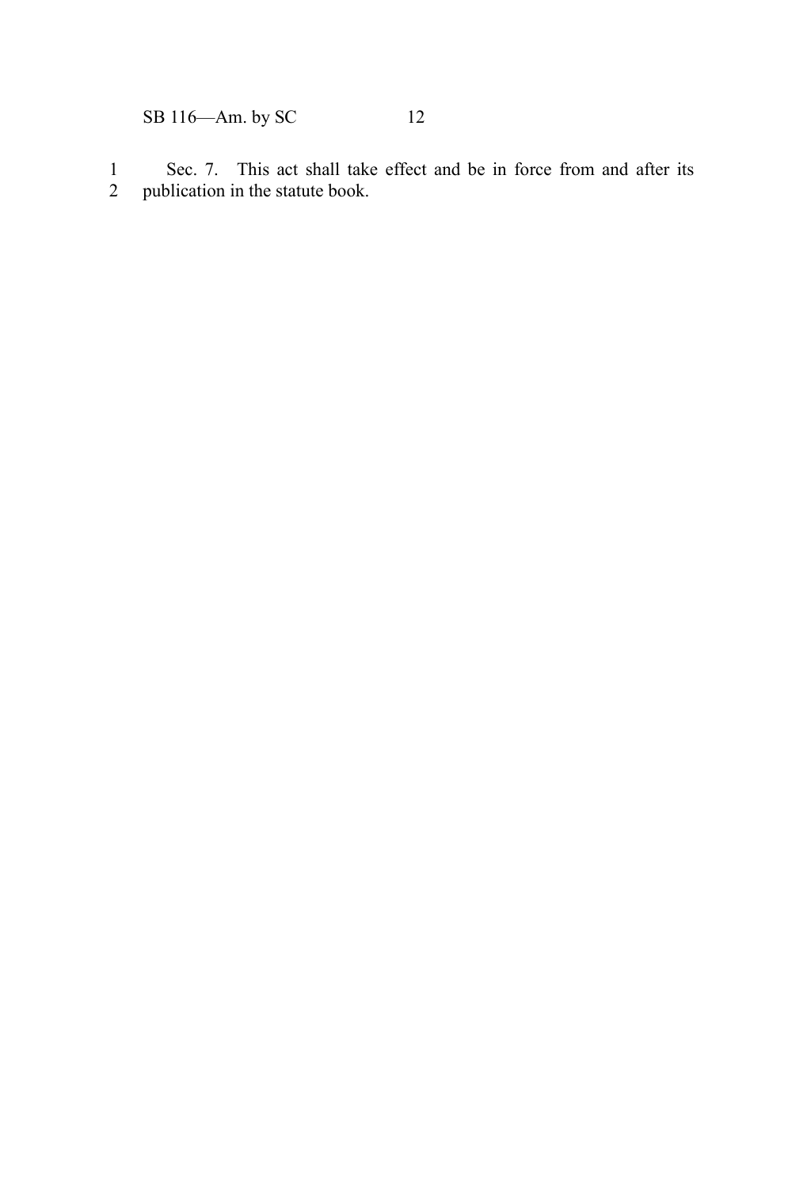Sec. 7. This act shall take effect and be in force from and after its publication in the statute book.